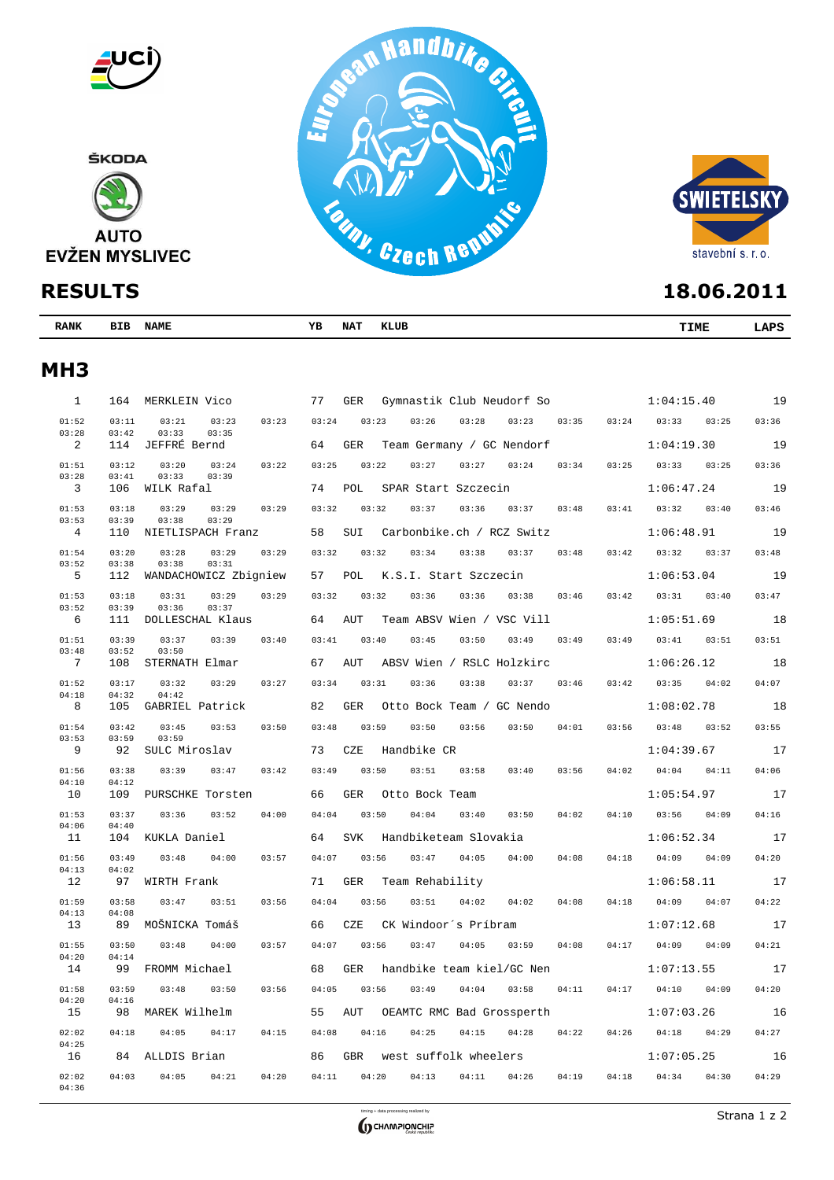ŠKODA

AUTO
EVŽEN MYSLIVEC

European Handbike Circuit
Louny, Czech Republic

SWIETELSKY
stavební s. r. o.

# RESULTS

**18.06.2011**

| RANK | BIB | NAME | YB | NAT | KLUB | TIME | LAPS |
|---|---|---|---|---|---|---|---|

## MH3

| RANK | BIB | NAME | YB | NAT | KLUB | TIME | LAPS |
|---|---|---|---|---|---|---|---|
| 1 | 164 | MERKLEIN Vico | 77 | GER | Gymnastik Club Neudorf So | 1:04:15.40 | 19 |
| | | 01:52 03:11 03:21 03:23 03:23 03:24 03:23 03:26 03:28 03:23 03:35 03:24 03:33 03:25 03:36 03:28 03:42 03:33 03:35 | | | | | |
| 2 | 114 | JEFFRÉ Bernd | 64 | GER | Team Germany / GC Nendorf | 1:04:19.30 | 19 |
| | | 01:51 03:12 03:20 03:24 03:22 03:25 03:22 03:27 03:27 03:24 03:34 03:25 03:33 03:25 03:36 03:28 03:41 03:33 03:39 | | | | | |
| 3 | 106 | WILK Rafal | 74 | POL | SPAR Start Szczecin | 1:06:47.24 | 19 |
| | | 01:53 03:18 03:29 03:29 03:29 03:32 03:32 03:37 03:36 03:37 03:48 03:41 03:32 03:40 03:46 03:53 03:39 03:38 03:29 | | | | | |
| 4 | 110 | NIETLISPACH Franz | 58 | SUI | Carbonbike.ch / RCZ Switz | 1:06:48.91 | 19 |
| | | 01:54 03:20 03:28 03:29 03:29 03:32 03:32 03:34 03:38 03:37 03:48 03:42 03:32 03:37 03:48 03:52 03:38 03:38 03:31 | | | | | |
| 5 | 112 | WANDACHOWICZ Zbigniew | 57 | POL | K.S.I. Start Szczecin | 1:06:53.04 | 19 |
| | | 01:53 03:18 03:31 03:29 03:29 03:32 03:32 03:36 03:36 03:38 03:46 03:42 03:31 03:40 03:47 03:52 03:39 03:36 03:37 | | | | | |
| 6 | 111 | DOLLESCHAL Klaus | 64 | AUT | Team ABSV Wien / VSC Vill | 1:05:51.69 | 18 |
| | | 01:51 03:39 03:37 03:39 03:40 03:41 03:40 03:45 03:50 03:49 03:49 03:49 03:41 03:51 03:51 03:48 03:52 03:50 | | | | | |
| 7 | 108 | STERNATH Elmar | 67 | AUT | ABSV Wien / RSLC Holzkirc | 1:06:26.12 | 18 |
| | | 01:52 03:17 03:32 03:29 03:27 03:34 03:31 03:36 03:38 03:37 03:46 03:42 03:35 04:02 04:07 04:18 04:32 04:42 | | | | | |
| 8 | 105 | GABRIEL Patrick | 82 | GER | Otto Bock Team / GC Nendo | 1:08:02.78 | 18 |
| | | 01:54 03:42 03:45 03:53 03:50 03:48 03:59 03:50 03:56 03:50 04:01 03:56 03:48 03:52 03:55 03:53 03:59 03:59 | | | | | |
| 9 | 92 | SULC Miroslav | 73 | CZE | Handbike CR | 1:04:39.67 | 17 |
| | | 01:56 03:38 03:39 03:47 03:42 03:49 03:50 03:51 03:58 03:40 03:56 04:02 04:04 04:11 04:06 04:10 04:12 | | | | | |
| 10 | 109 | PURSCHKE Torsten | 66 | GER | Otto Bock Team | 1:05:54.97 | 17 |
| | | 01:53 03:37 03:36 03:52 04:00 04:04 03:50 04:04 03:40 03:50 04:02 04:10 03:56 04:09 04:16 04:06 04:40 | | | | | |
| 11 | 104 | KUKLA Daniel | 64 | SVK | Handbiketeam Slovakia | 1:06:52.34 | 17 |
| | | 01:56 03:49 03:48 04:00 03:57 04:07 03:56 03:47 04:05 04:00 04:08 04:18 04:09 04:09 04:20 04:13 04:02 | | | | | |
| 12 | 97 | WIRTH Frank | 71 | GER | Team Rehability | 1:06:58.11 | 17 |
| | | 01:59 03:58 03:47 03:51 03:56 04:04 03:56 03:51 04:02 04:02 04:08 04:18 04:09 04:07 04:22 04:13 04:08 | | | | | |
| 13 | 89 | MOŠNICKA Tomáš | 66 | CZE | CK Windoor´s Príbram | 1:07:12.68 | 17 |
| | | 01:55 03:50 03:48 04:00 03:57 04:07 03:56 03:47 04:05 03:59 04:08 04:17 04:09 04:09 04:21 04:20 04:14 | | | | | |
| 14 | 99 | FROMM Michael | 68 | GER | handbike team kiel/GC Nen | 1:07:13.55 | 17 |
| | | 01:58 03:59 03:48 03:50 03:56 04:05 03:56 03:49 04:04 03:58 04:11 04:17 04:10 04:09 04:20 04:20 04:16 | | | | | |
| 15 | 98 | MAREK Wilhelm | 55 | AUT | OEAMTC RMC Bad Grossperth | 1:07:03.26 | 16 |
| | | 02:02 04:18 04:05 04:17 04:15 04:08 04:16 04:25 04:15 04:28 04:22 04:26 04:18 04:29 04:27 04:25 | | | | | |
| 16 | 84 | ALLDIS Brian | 86 | GBR | west suffolk wheelers | 1:07:05.25 | 16 |
| | | 02:02 04:03 04:05 04:21 04:20 04:11 04:20 04:13 04:11 04:26 04:19 04:18 04:34 04:30 04:29 04:36 | | | | | |

timing + data processing realized by CHAMPIONCHIP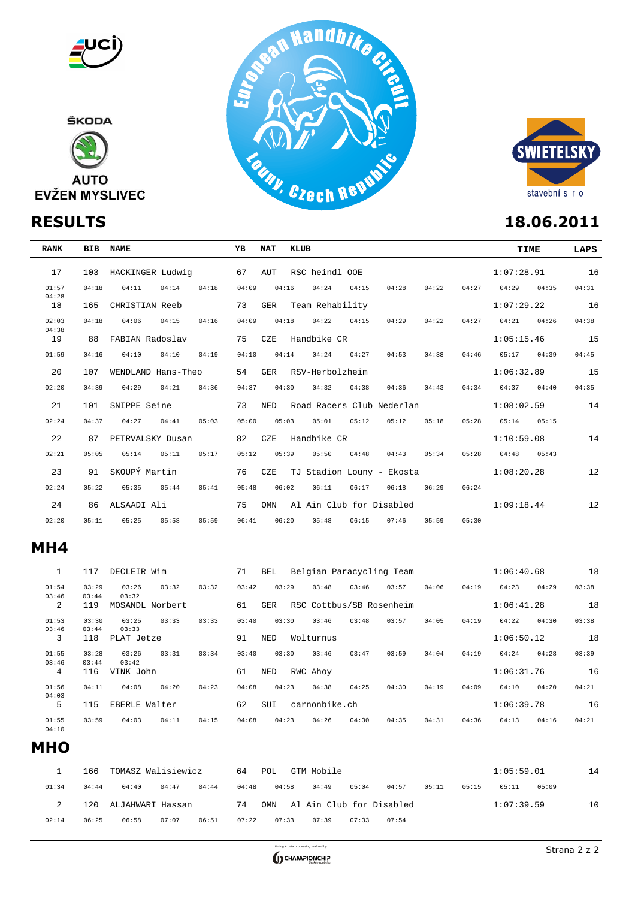# RESULTS

**18.06.2011**

| RANK | BIB | NAME | YB | NAT | KLUB | TIME | LAPS |
|---|---|---|---|---|---|---|---|
| 17 | 103 | HACKINGER Ludwig | 67 | AUT | RSC heindl OOE | 1:07:28.91 | 16 |
| 01:57 | 04:18 | 04:11 04:14 04:18 04:09 04:16 04:24 04:15 04:28 04:22 04:27 04:29 04:35 04:31 04:28 | | | | | |
| 18 | 165 | CHRISTIAN Reeb | 73 | GER | Team Rehability | 1:07:29.22 | 16 |
| 02:03 | 04:18 | 04:06 04:15 04:16 04:09 04:18 04:22 04:15 04:29 04:22 04:27 04:21 04:26 04:38 04:38 | | | | | |
| 19 | 88 | FABIAN Radoslav | 75 | CZE | Handbike CR | 1:05:15.46 | 15 |
| 01:59 | 04:16 | 04:10 04:10 04:19 04:10 04:14 04:24 04:27 04:53 04:38 04:46 05:17 04:39 04:45 | | | | | |
| 20 | 107 | WENDLAND Hans-Theo | 54 | GER | RSV-Herbolzheim | 1:06:32.89 | 15 |
| 02:20 | 04:39 | 04:29 04:21 04:36 04:37 04:30 04:32 04:38 04:36 04:43 04:34 04:37 04:40 04:35 | | | | | |
| 21 | 101 | SNIPPE Seine | 73 | NED | Road Racers Club Nederlan | 1:08:02.59 | 14 |
| 02:24 | 04:37 | 04:27 04:41 05:03 05:00 05:03 05:01 05:12 05:12 05:18 05:28 05:14 05:15 | | | | | |
| 22 | 87 | PETRVALSKY Dusan | 82 | CZE | Handbike CR | 1:10:59.08 | 14 |
| 02:21 | 05:05 | 05:14 05:11 05:17 05:12 05:39 05:50 04:48 04:43 05:34 05:28 04:48 05:43 | | | | | |
| 23 | 91 | SKOUPÝ Martin | 76 | CZE | TJ Stadion Louny - Ekosta | 1:08:20.28 | 12 |
| 02:24 | 05:22 | 05:35 05:44 05:41 05:48 06:02 06:11 06:17 06:18 06:29 06:24 | | | | | |
| 24 | 86 | ALSAADI Ali | 75 | OMN | Al Ain Club for Disabled | 1:09:18.44 | 12 |
| 02:20 | 05:11 | 05:25 05:58 05:59 06:41 06:20 05:48 06:15 07:46 05:59 05:30 | | | | | |

## MH4

| RANK | BIB | NAME | YB | NAT | KLUB | TIME | LAPS |
|---|---|---|---|---|---|---|---|
| 1 | 117 | DECLEIR Wim | 71 | BEL | Belgian Paracycling Team | 1:06:40.68 | 18 |
| 01:54 | 03:29 | 03:26 03:32 03:32 03:42 03:29 03:48 03:46 03:57 04:06 04:19 04:23 04:29 03:38 03:46 03:44 03:32 | | | | | |
| 2 | 119 | MOSANDL Norbert | 61 | GER | RSC Cottbus/SB Rosenheim | 1:06:41.28 | 18 |
| 01:53 | 03:30 | 03:25 03:33 03:33 03:40 03:30 03:46 03:48 03:57 04:05 04:19 04:22 04:30 03:38 03:46 03:44 03:33 | | | | | |
| 3 | 118 | PLAT Jetze | 91 | NED | Wolturnus | 1:06:50.12 | 18 |
| 01:55 | 03:28 | 03:26 03:31 03:34 03:40 03:30 03:46 03:47 03:59 04:04 04:19 04:24 04:28 03:39 03:46 03:44 03:42 | | | | | |
| 4 | 116 | VINK John | 61 | NED | RWC Ahoy | 1:06:31.76 | 16 |
| 01:56 | 04:11 | 04:08 04:20 04:23 04:08 04:23 04:38 04:25 04:30 04:19 04:09 04:10 04:20 04:21 04:03 | | | | | |
| 5 | 115 | EBERLE Walter | 62 | SUI | carnonbike.ch | 1:06:39.78 | 16 |
| 01:55 | 03:59 | 04:03 04:11 04:15 04:08 04:23 04:26 04:30 04:35 04:31 04:36 04:13 04:16 04:21 04:10 | | | | | |

## MHO

| RANK | BIB | NAME | YB | NAT | KLUB | TIME | LAPS |
|---|---|---|---|---|---|---|---|
| 1 | 166 | TOMASZ Walisiewicz | 64 | POL | GTM Mobile | 1:05:59.01 | 14 |
| 01:34 | 04:44 | 04:40 04:47 04:44 04:48 04:58 04:49 05:04 04:57 05:11 05:15 05:11 05:09 | | | | | |
| 2 | 120 | ALJAHWARI Hassan | 74 | OMN | Al Ain Club for Disabled | 1:07:39.59 | 10 |
| 02:14 | 06:25 | 06:58 07:07 06:51 07:22 07:33 07:39 07:33 07:54 | | | | | |

timing + data processing realized by CHAMPIONCHIP